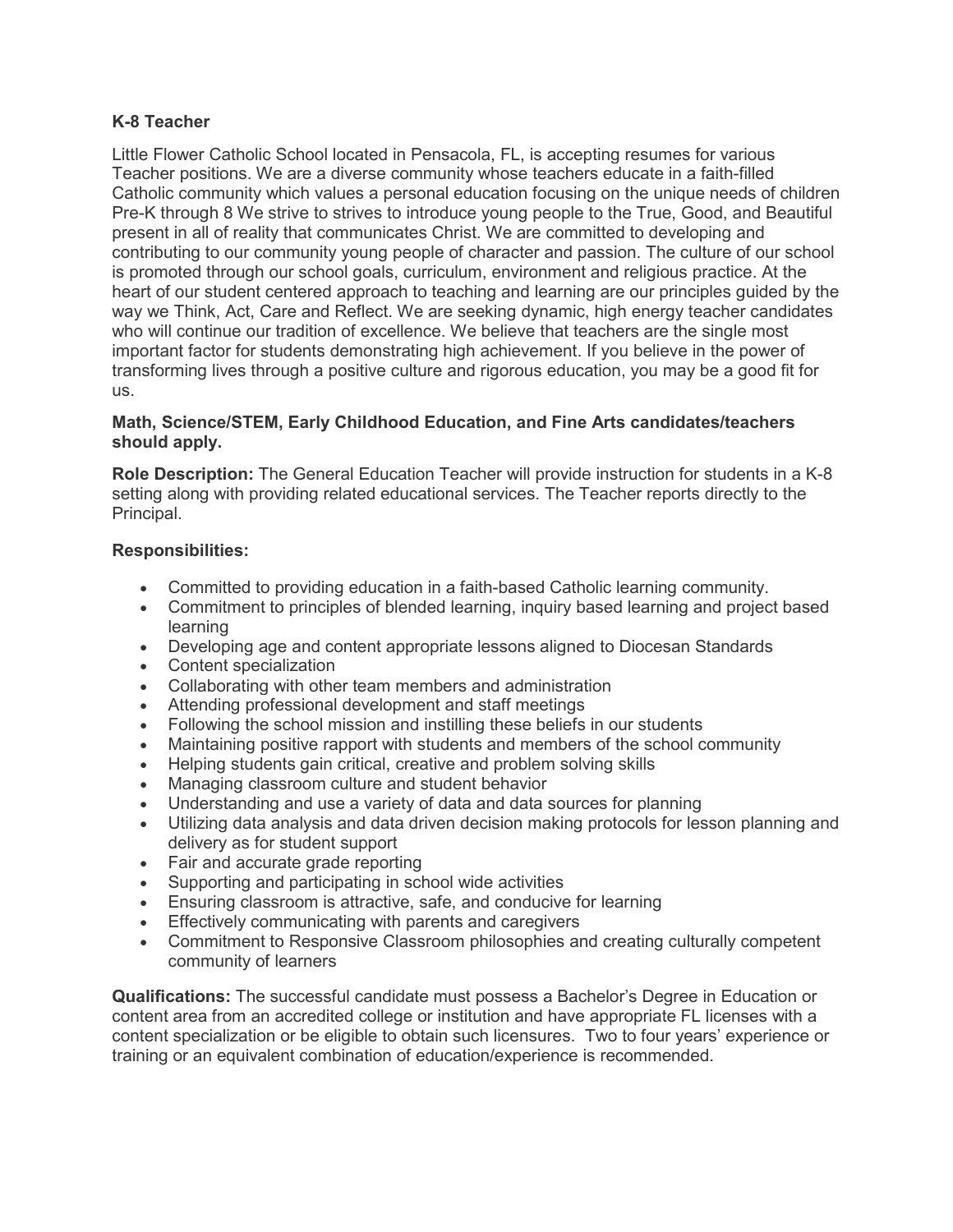**K-8 Teacher**

Little Flower Catholic School located in Pensacola, FL, is accepting resumes for various Teacher positions. We are a diverse community whose teachers educate in a faith-filled Catholic community which values a personal education focusing on the unique needs of children Pre-K through 8 We strive to strives to introduce young people to the True, Good, and Beautiful present in all of reality that communicates Christ. We are committed to developing and contributing to our community young people of character and passion. The culture of our school is promoted through our school goals, curriculum, environment and religious practice. At the heart of our student centered approach to teaching and learning are our principles guided by the way we Think, Act, Care and Reflect. We are seeking dynamic, high energy teacher candidates who will continue our tradition of excellence. We believe that teachers are the single most important factor for students demonstrating high achievement. If you believe in the power of transforming lives through a positive culture and rigorous education, you may be a good fit for us.

**Math, Science/STEM, Early Childhood Education, and Fine Arts candidates/teachers should apply.**

**Role Description:** The General Education Teacher will provide instruction for students in a K-8 setting along with providing related educational services. The Teacher reports directly to the Principal.

**Responsibilities:**

- Committed to providing education in a faith-based Catholic learning community.
- Commitment to principles of blended learning, inquiry based learning and project based learning
- Developing age and content appropriate lessons aligned to Diocesan Standards
- Content specialization
- Collaborating with other team members and administration
- Attending professional development and staff meetings
- Following the school mission and instilling these beliefs in our students
- Maintaining positive rapport with students and members of the school community
- Helping students gain critical, creative and problem solving skills
- Managing classroom culture and student behavior
- Understanding and use a variety of data and data sources for planning
- Utilizing data analysis and data driven decision making protocols for lesson planning and delivery as for student support
- Fair and accurate grade reporting
- Supporting and participating in school wide activities
- Ensuring classroom is attractive, safe, and conducive for learning
- Effectively communicating with parents and caregivers
- Commitment to Responsive Classroom philosophies and creating culturally competent community of learners

**Qualifications:** The successful candidate must possess a Bachelor's Degree in Education or content area from an accredited college or institution and have appropriate FL licenses with a content specialization or be eligible to obtain such licensures. Two to four years' experience or training or an equivalent combination of education/experience is recommended.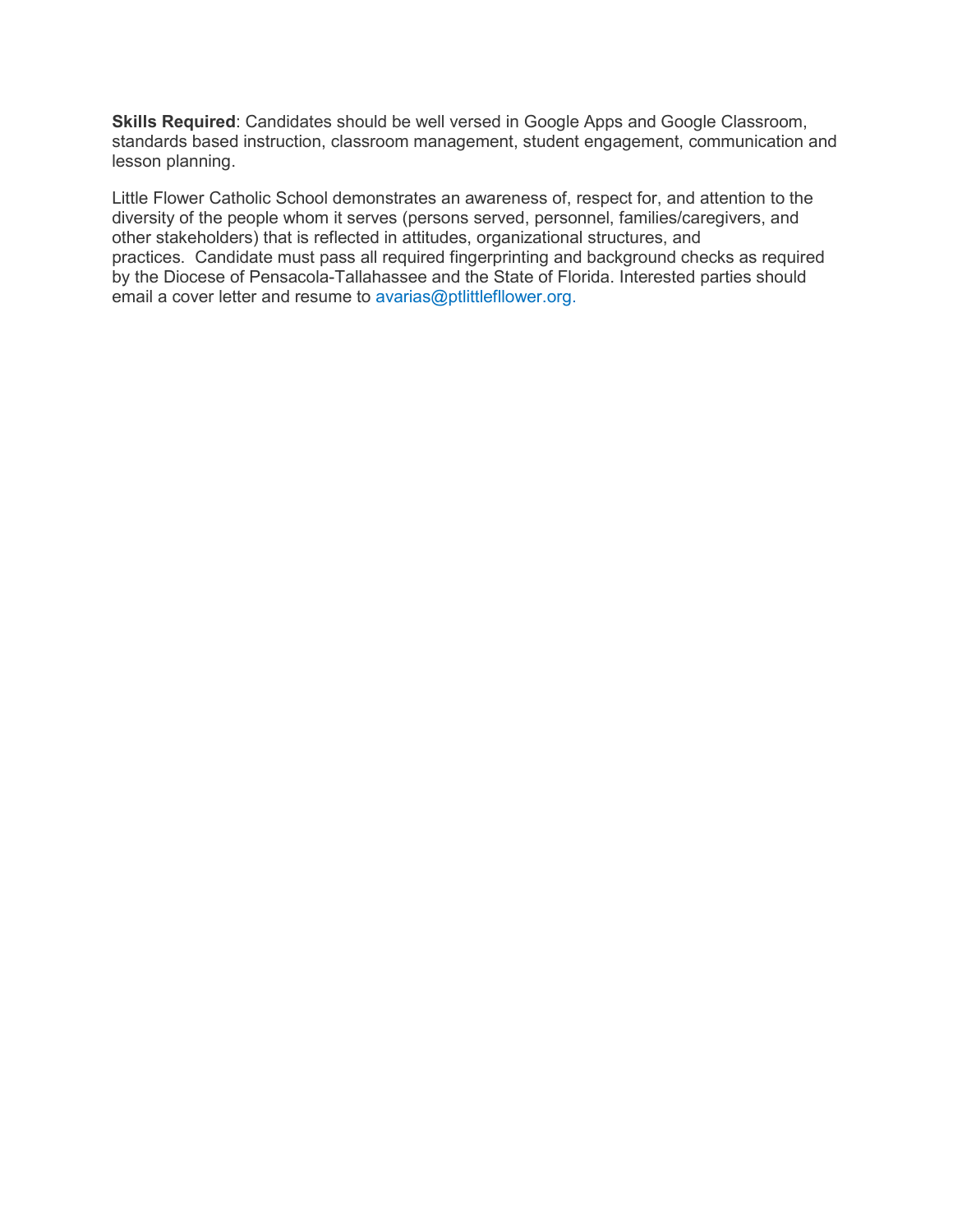**Skills Required**: Candidates should be well versed in Google Apps and Google Classroom, standards based instruction, classroom management, student engagement, communication and lesson planning.

Little Flower Catholic School demonstrates an awareness of, respect for, and attention to the diversity of the people whom it serves (persons served, personnel, families/caregivers, and other stakeholders) that is reflected in attitudes, organizational structures, and practices. Candidate must pass all required fingerprinting and background checks as required by the Diocese of Pensacola-Tallahassee and the State of Florida. Interested parties should email a cover letter and resume to avarias@ptlittlefllower.org.